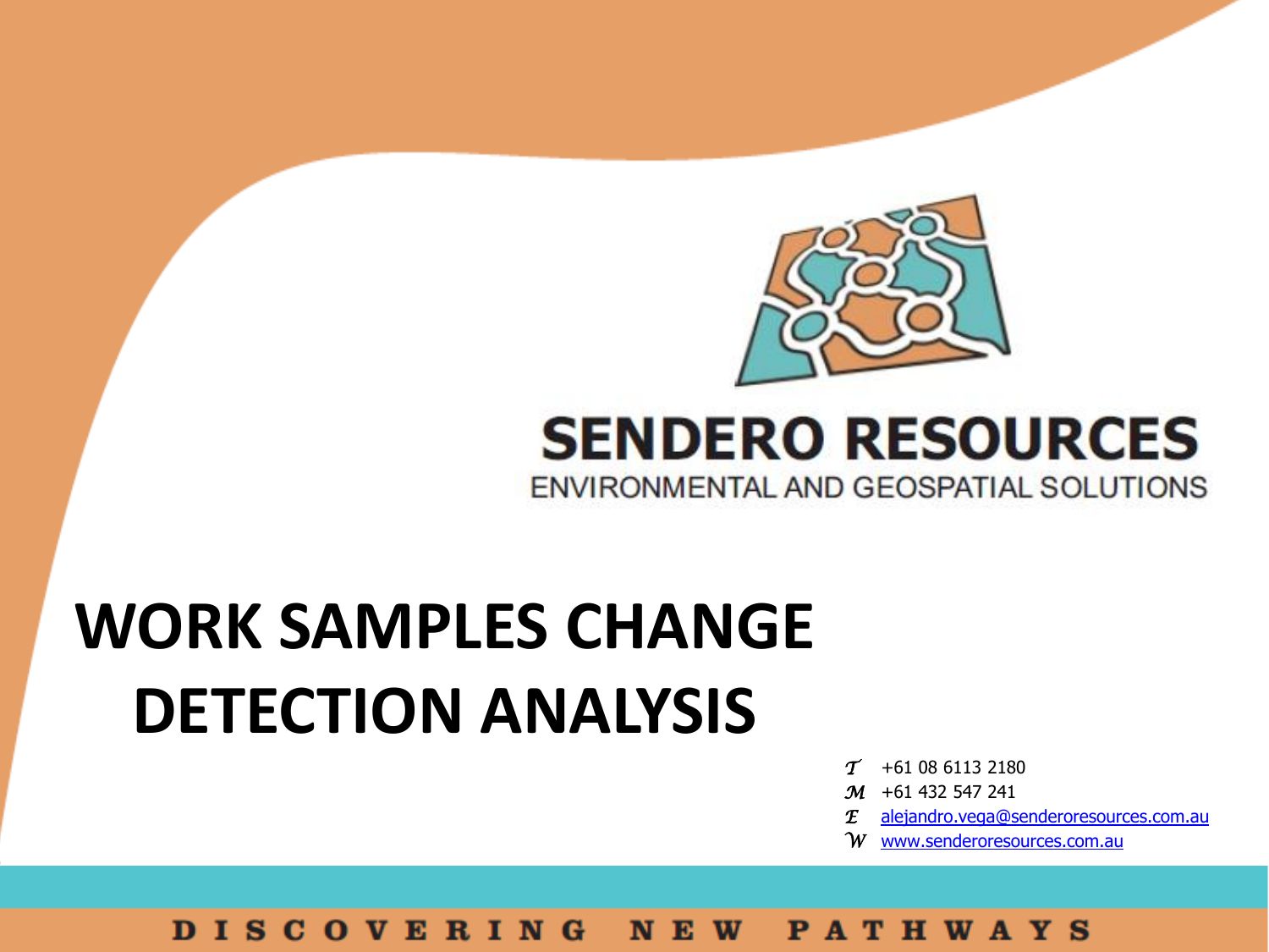SENDERO RESOURCES

ENVIRONMENTAL AND GEOSPATIAL SOLUTIONS

# WORK SAMPLES CHANGE DETECTION ANALYSIS

T +61 08 6113 2180

M +61 432 547 241

E alejandro.vega@senderoresources.com.au

W www.senderoresources.com.au

DISCOVERING NEW PATHWAYS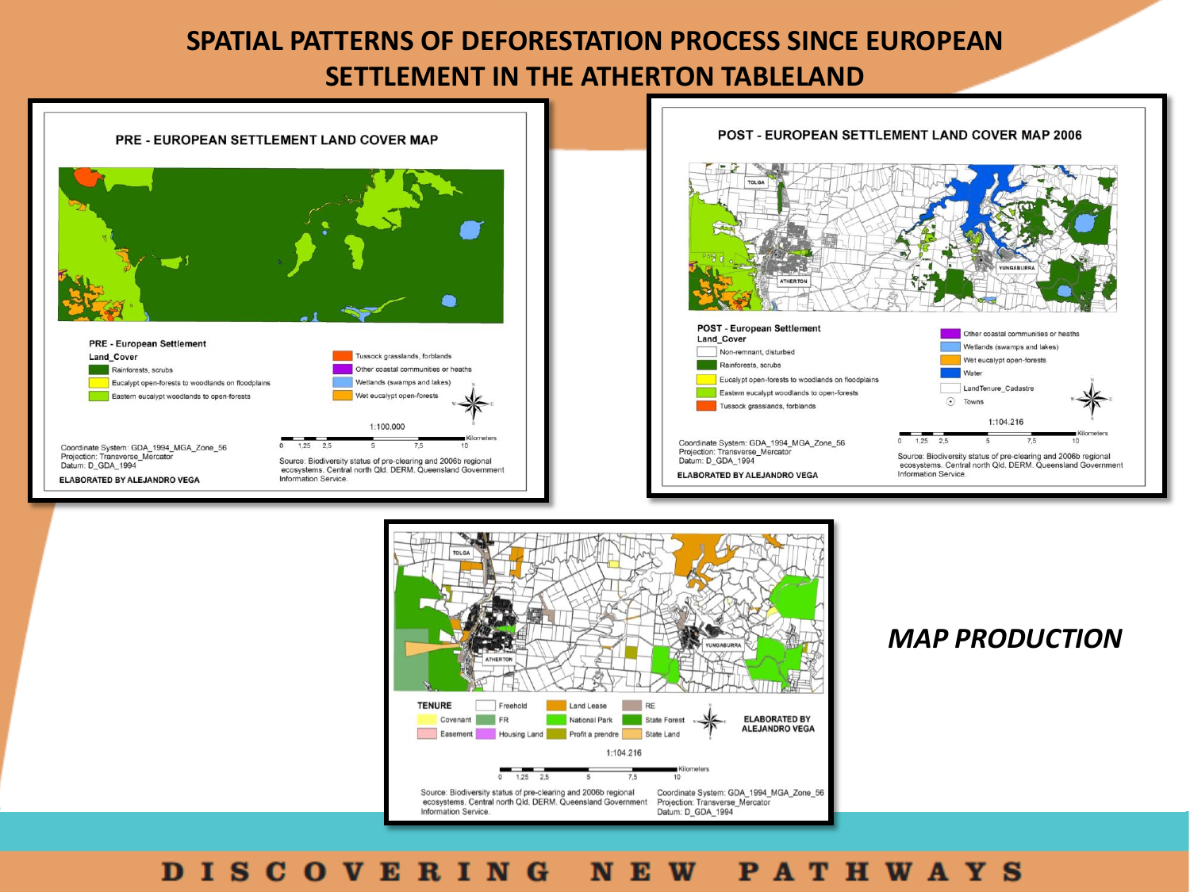# SPATIAL PATTERNS OF DEFORESTATION PROCESS SINCE EUROPEAN SETTLEMENT IN THE ATHERTON TABLELAND

## PRE - EUROPEAN SETTLEMENT LAND COVER MAP

**PRE - European Settlement**

**Land_Cover**

- Rainforests, scrubs
- Eucalypt open-forests to woodlands on floodplains
- Eastern eucalypt woodlands to open-forests
- Tussock grasslands, forblands
- Other coastal communities or heaths
- Wetlands (swamps and lakes)
- Wet eucalypt open-forests

1:100.000

0 1,25 2,5 5 7,5 10 Kilometers

Coordinate System: GDA_1994_MGA_Zone_56
Projection: Transverse_Mercator
Datum: D_GDA_1994

**ELABORATED BY ALEJANDRO VEGA**

Source: Biodiversity status of pre-clearing and 2006b regional ecosystems. Central north Qld. DERM. Queensland Government Information Service.

## POST - EUROPEAN SETTLEMENT LAND COVER MAP 2006

TOLGA, ATHERTON, YUNGABURRA

**POST - European Settlement**

**Land_Cover**

- Non-remnant, disturbed
- Rainforests, scrubs
- Eucalypt open-forests to woodlands on floodplains
- Eastern eucalypt woodlands to open-forests
- Tussock grasslands, forblands
- Other coastal communities or heaths
- Wetlands (swamps and lakes)
- Wet eucalypt open-forests
- Water
- LandTenure_Cadastre
- Towns

1:104.216

0 1,25 2,5 5 7,5 10 Kilometers

Coordinate System: GDA_1994_MGA_Zone_56
Projection: Transverse_Mercator
Datum: D_GDA_1994

**ELABORATED BY ALEJANDRO VEGA**

Source: Biodiversity status of pre-clearing and 2006b regional ecosystems. Central north Qld. DERM. Queensland Government Information Service.

## TENURE MAP

TOLGA, ATHERTON, YUNGABURRA

**TENURE**

- Covenant
- Easement
- Freehold
- FR
- Housing Land
- Land Lease
- National Park
- Profit a prendre
- RE
- State Forest
- State Land

**ELABORATED BY ALEJANDRO VEGA**

1:104.216

0 1,25 2,5 5 7,5 10 Kilometers

Source: Biodiversity status of pre-clearing and 2006b regional ecosystems. Central north Qld. DERM. Queensland Government Information Service.

Coordinate System: GDA_1994_MGA_Zone_56
Projection: Transverse_Mercator
Datum: D_GDA_1994

***MAP PRODUCTION***

DISCOVERING NEW PATHWAYS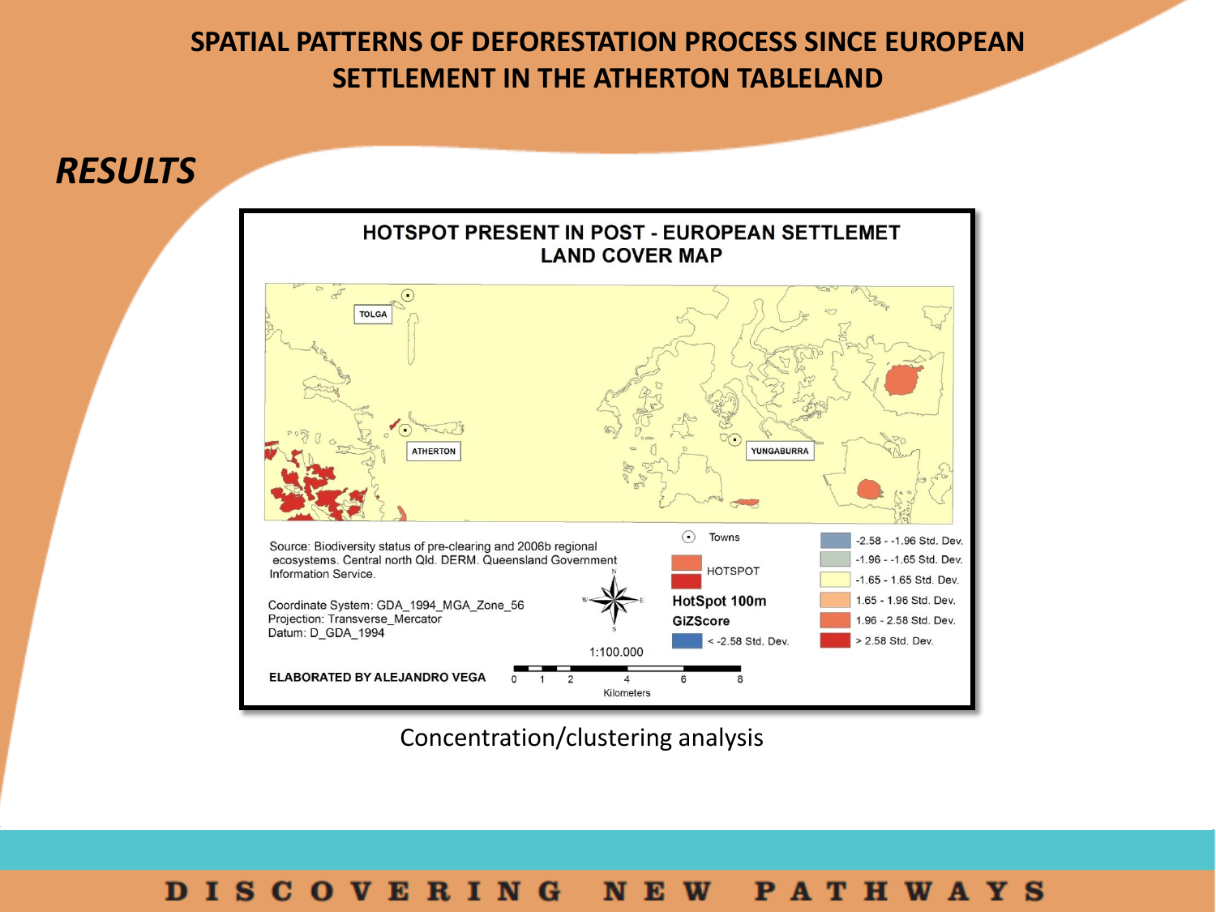# SPATIAL PATTERNS OF DEFORESTATION PROCESS SINCE EUROPEAN SETTLEMENT IN THE ATHERTON TABLELAND

## *RESULTS*

**HOTSPOT PRESENT IN POST - EUROPEAN SETTLEMET LAND COVER MAP**

TOLGA

ATHERTON

YUNGABURRA

Source: Biodiversity status of pre-clearing and 2006b regional ecosystems. Central north Qld. DERM. Queensland Government Information Service.

Coordinate System: GDA_1994_MGA_Zone_56
Projection: Transverse_Mercator
Datum: D_GDA_1994

Towns

HOTSPOT

**HotSpot 100m**

**GiZScore**

- < -2.58 Std. Dev.
- -2.58 - -1.96 Std. Dev.
- -1.96 - -1.65 Std. Dev.
- -1.65 - 1.65 Std. Dev.
- 1.65 - 1.96 Std. Dev.
- 1.96 - 2.58 Std. Dev.
- > 2.58 Std. Dev.

1:100.000

0 1 2 4 6 8
Kilometers

**ELABORATED BY ALEJANDRO VEGA**

Concentration/clustering analysis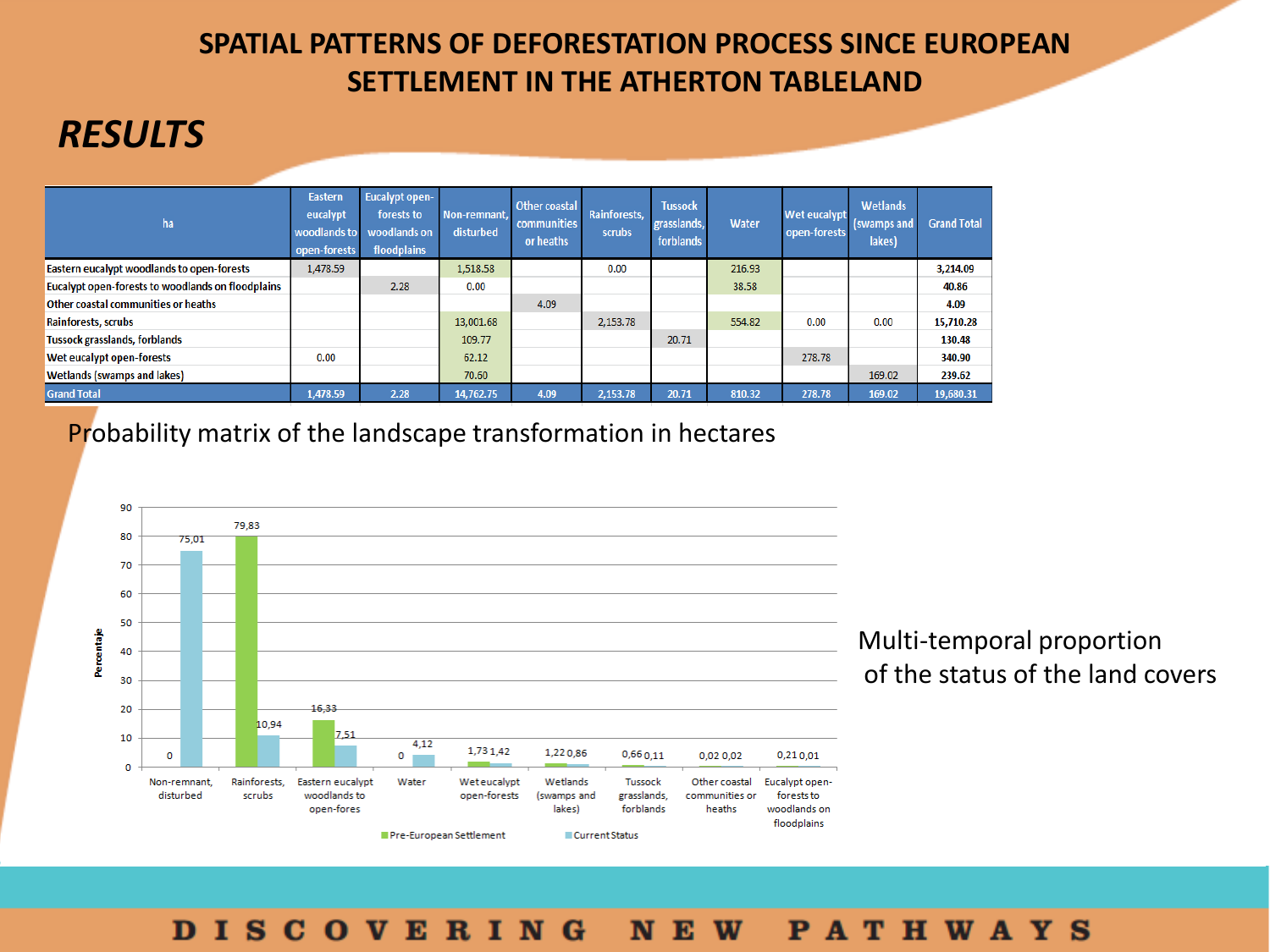# SPATIAL PATTERNS OF DEFORESTATION PROCESS SINCE EUROPEAN SETTLEMENT IN THE ATHERTON TABLELAND

## *RESULTS*

| ha | Eastern eucalypt woodlands to open-forests | Eucalypt open-forests to woodlands on floodplains | Non-remnant, disturbed | Other coastal communities or heaths | Rainforests, scrubs | Tussock grasslands, forblands | Water | Wet eucalypt open-forests | Wetlands (swamps and lakes) | Grand Total |
|---|---|---|---|---|---|---|---|---|---|---|
| Eastern eucalypt woodlands to open-forests | 1,478.59 | | 1,518.58 | | 0.00 | | 216.93 | | | 3,214.09 |
| Eucalypt open-forests to woodlands on floodplains | | 2.28 | 0.00 | | | | 38.58 | | | 40.86 |
| Other coastal communities or heaths | | | | 4.09 | | | | | | 4.09 |
| Rainforests, scrubs | | | 13,001.68 | | 2,153.78 | | 554.82 | 0.00 | 0.00 | 15,710.28 |
| Tussock grasslands, forblands | | | 109.77 | | | 20.71 | | | | 130.48 |
| Wet eucalypt open-forests | 0.00 | | 62.12 | | | | | 278.78 | | 340.90 |
| Wetlands (swamps and lakes) | | | 70.60 | | | | | | 169.02 | 239.62 |
| Grand Total | 1,478.59 | 2.28 | 14,762.75 | 4.09 | 2,153.78 | 20.71 | 810.32 | 278.78 | 169.02 | 19,680.31 |

Probability matrix of the landscape transformation in hectares

| Land cover | Pre-European Settlement (Percentaje) | Current Status (Percentaje) |
|---|---|---|
| Non-remnant, disturbed | 0 | 75,01 |
| Rainforests, scrubs | 79,83 | 10,94 |
| Eastern eucalypt woodlands to open-fores | 16,33 | 7,51 |
| Water | 0 | 4,12 |
| Wet eucalypt open-forests | 1,73 | 1,42 |
| Wetlands (swamps and lakes) | 1,22 | 0,86 |
| Tussock grasslands, forblands | 0,66 | 0,11 |
| Other coastal communities or heaths | 0,02 | 0,02 |
| Eucalypt open-forests to woodlands on floodplains | 0,21 | 0,01 |

Multi-temporal proportion of the status of the land covers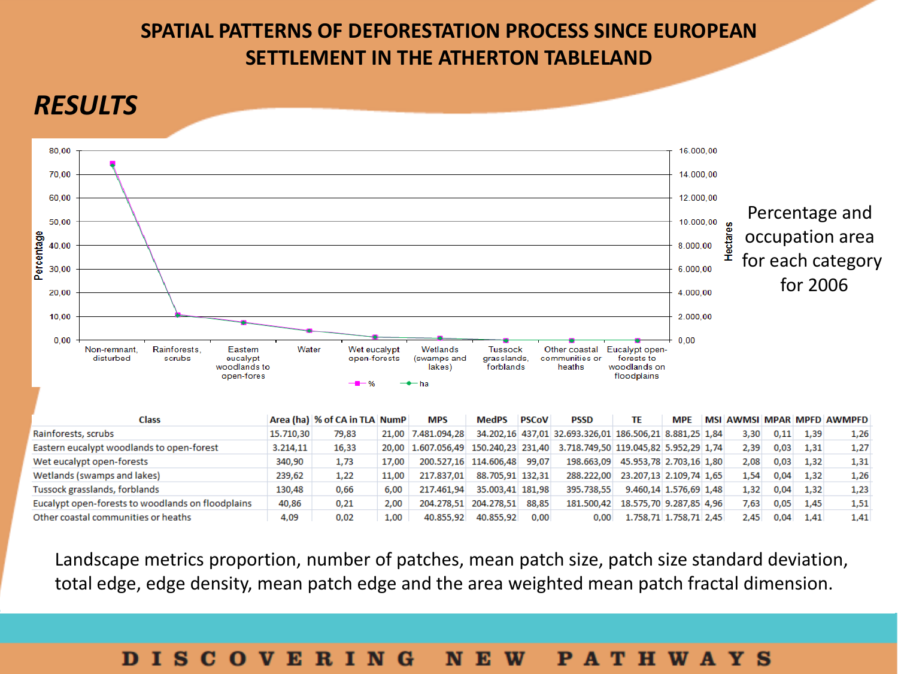# SPATIAL PATTERNS OF DEFORESTATION PROCESS SINCE EUROPEAN SETTLEMENT IN THE ATHERTON TABLELAND

## *RESULTS*

Percentage and occupation area for each category for 2006

| Class | Area (ha) | % of CA in TLA | NumP | MPS | MedPS | PSCoV | PSSD | TE | MPE | MSI | AWMSI | MPAR | MPFD | AWMPFD |
|---|---|---|---|---|---|---|---|---|---|---|---|---|---|---|
| Rainforests, scrubs | 15.710,30 | 79,83 | 21,00 | 7.481.094,28 | 34.202,16 | 437,01 | 32.693.326,01 | 186.506,21 | 8.881,25 | 1,84 | 3,30 | 0,11 | 1,39 | 1,26 |
| Eastern eucalypt woodlands to open-forest | 3.214,11 | 16,33 | 20,00 | 1.607.056,49 | 150.240,23 | 231,40 | 3.718.749,50 | 119.045,82 | 5.952,29 | 1,74 | 2,39 | 0,03 | 1,31 | 1,27 |
| Wet eucalypt open-forests | 340,90 | 1,73 | 17,00 | 200.527,16 | 114.606,48 | 99,07 | 198.663,09 | 45.953,78 | 2.703,16 | 1,80 | 2,08 | 0,03 | 1,32 | 1,31 |
| Wetlands (swamps and lakes) | 239,62 | 1,22 | 11,00 | 217.837,01 | 88.705,91 | 132,31 | 288.222,00 | 23.207,13 | 2.109,74 | 1,65 | 1,54 | 0,04 | 1,32 | 1,26 |
| Tussock grasslands, forblands | 130,48 | 0,66 | 6,00 | 217.461,94 | 35.003,41 | 181,98 | 395.738,55 | 9.460,14 | 1.576,69 | 1,48 | 1,32 | 0,04 | 1,32 | 1,23 |
| Eucalypt open-forests to woodlands on floodplains | 40,86 | 0,21 | 2,00 | 204.278,51 | 204.278,51 | 88,85 | 181.500,42 | 18.575,70 | 9.287,85 | 4,96 | 7,63 | 0,05 | 1,45 | 1,51 |
| Other coastal communities or heaths | 4,09 | 0,02 | 1,00 | 40.855,92 | 40.855,92 | 0,00 | 0,00 | 1.758,71 | 1.758,71 | 2,45 | 2,45 | 0,04 | 1,41 | 1,41 |

Landscape metrics proportion, number of patches, mean patch size, patch size standard deviation, total edge, edge density, mean patch edge and the area weighted mean patch fractal dimension.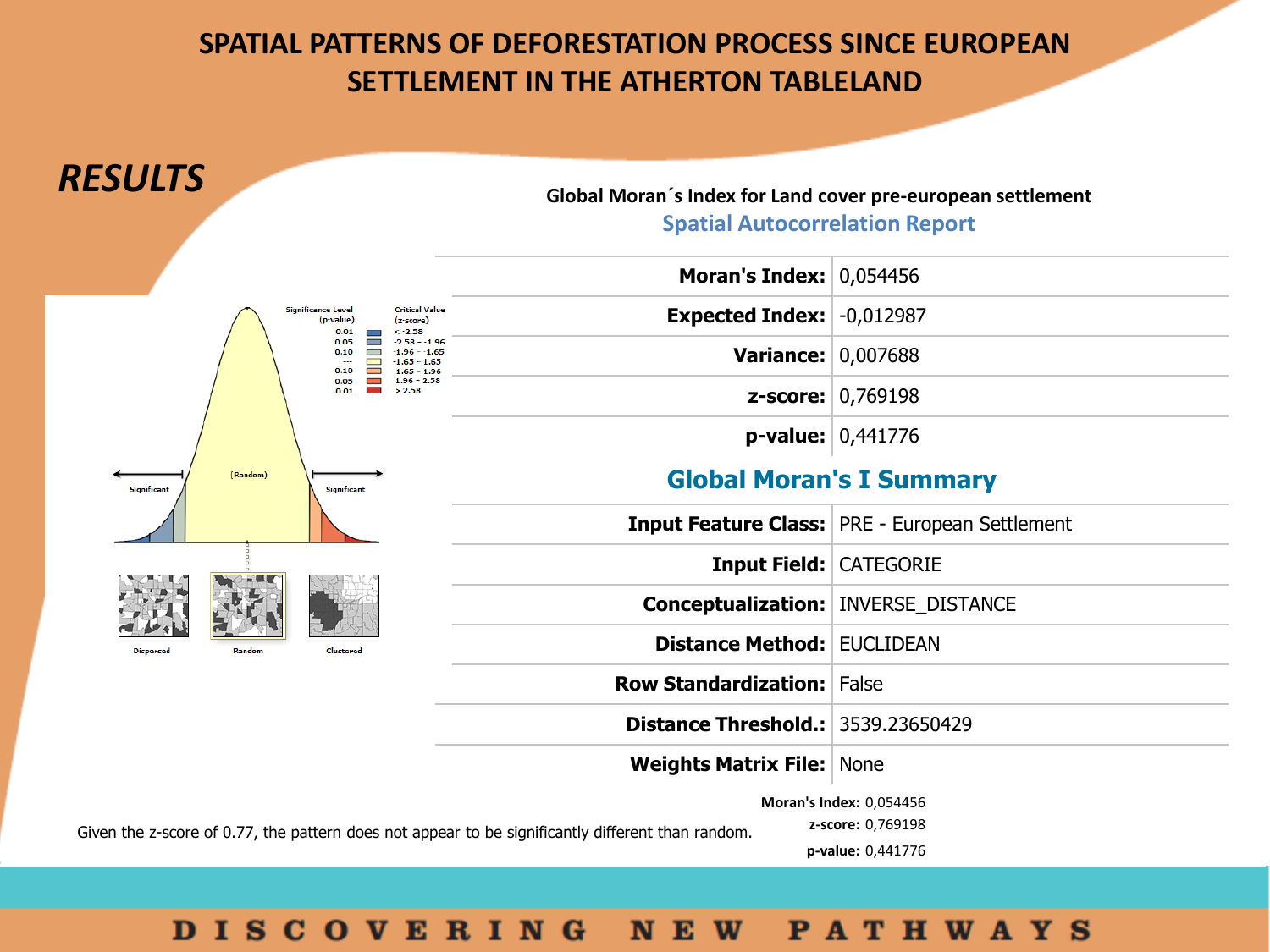# SPATIAL PATTERNS OF DEFORESTATION PROCESS SINCE EUROPEAN SETTLEMENT IN THE ATHERTON TABLELAND

## *RESULTS*

**Global Moran´s Index for Land cover pre-european settlement**

### Spatial Autocorrelation Report

| | |
|---|---|
| **Moran's Index:** | 0,054456 |
| **Expected Index:** | -0,012987 |
| **Variance:** | 0,007688 |
| **z-score:** | 0,769198 |
| **p-value:** | 0,441776 |

### Global Moran's I Summary

| | |
|---|---|
| **Input Feature Class:** | PRE - European Settlement |
| **Input Field:** | CATEGORIE |
| **Conceptualization:** | INVERSE_DISTANCE |
| **Distance Method:** | EUCLIDEAN |
| **Row Standardization:** | False |
| **Distance Threshold.:** | 3539.23650429 |
| **Weights Matrix File:** | None |

Significance Level (p-value) | Critical Value (z-score)
0.01 | < -2.58
0.05 | -2.58 - -1.96
0.10 | -1.96 - -1.65
--- | -1.65 - 1.65
0.10 | 1.65 - 1.96
0.05 | 1.96 - 2.58
0.01 | > 2.58

Significant
(Random)
Significant

Dispersed
Random
Clustered

**Moran's Index:** 0,054456
**z-score:** 0,769198
**p-value:** 0,441776

Given the z-score of 0.77, the pattern does not appear to be significantly different than random.

DISCOVERING NEW PATHWAYS